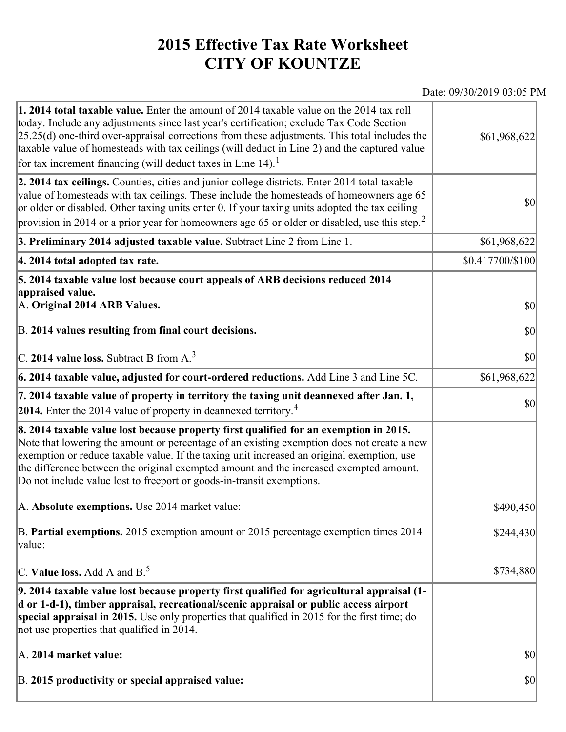# 2015 Effective Tax Rate Worksheet
# CITY OF KOUNTZE

Date: 09/30/2019 03:05 PM

| | |
|---|---|
| **1. 2014 total taxable value.** Enter the amount of 2014 taxable value on the 2014 tax roll today. Include any adjustments since last year's certification; exclude Tax Code Section 25.25(d) one-third over-appraisal corrections from these adjustments. This total includes the taxable value of homesteads with tax ceilings (will deduct in Line 2) and the captured value for tax increment financing (will deduct taxes in Line 14).[1] | $61,968,622 |
| **2. 2014 tax ceilings.** Counties, cities and junior college districts. Enter 2014 total taxable value of homesteads with tax ceilings. These include the homesteads of homeowners age 65 or older or disabled. Other taxing units enter 0. If your taxing units adopted the tax ceiling provision in 2014 or a prior year for homeowners age 65 or older or disabled, use this step.[2] | $0 |
| **3. Preliminary 2014 adjusted taxable value.** Subtract Line 2 from Line 1. | $61,968,622 |
| **4. 2014 total adopted tax rate.** | $0.417700/$100 |
| **5. 2014 taxable value lost because court appeals of ARB decisions reduced 2014 appraised value.** | |
| A. **Original 2014 ARB Values.** | $0 |
| B. **2014 values resulting from final court decisions.** | $0 |
| C. **2014 value loss.** Subtract B from A.[3] | $0 |
| **6. 2014 taxable value, adjusted for court-ordered reductions.** Add Line 3 and Line 5C. | $61,968,622 |
| **7. 2014 taxable value of property in territory the taxing unit deannexed after Jan. 1, 2014.** Enter the 2014 value of property in deannexed territory.[4] | $0 |
| **8. 2014 taxable value lost because property first qualified for an exemption in 2015.** Note that lowering the amount or percentage of an existing exemption does not create a new exemption or reduce taxable value. If the taxing unit increased an original exemption, use the difference between the original exempted amount and the increased exempted amount. Do not include value lost to freeport or goods-in-transit exemptions. | |
| A. **Absolute exemptions.** Use 2014 market value: | $490,450 |
| B. **Partial exemptions.** 2015 exemption amount or 2015 percentage exemption times 2014 value: | $244,430 |
| C. **Value loss.** Add A and B.[5] | $734,880 |
| **9. 2014 taxable value lost because property first qualified for agricultural appraisal (1-d or 1-d-1), timber appraisal, recreational/scenic appraisal or public access airport special appraisal in 2015.** Use only properties that qualified in 2015 for the first time; do not use properties that qualified in 2014. | |
| A. **2014 market value:** | $0 |
| B. **2015 productivity or special appraised value:** | $0 |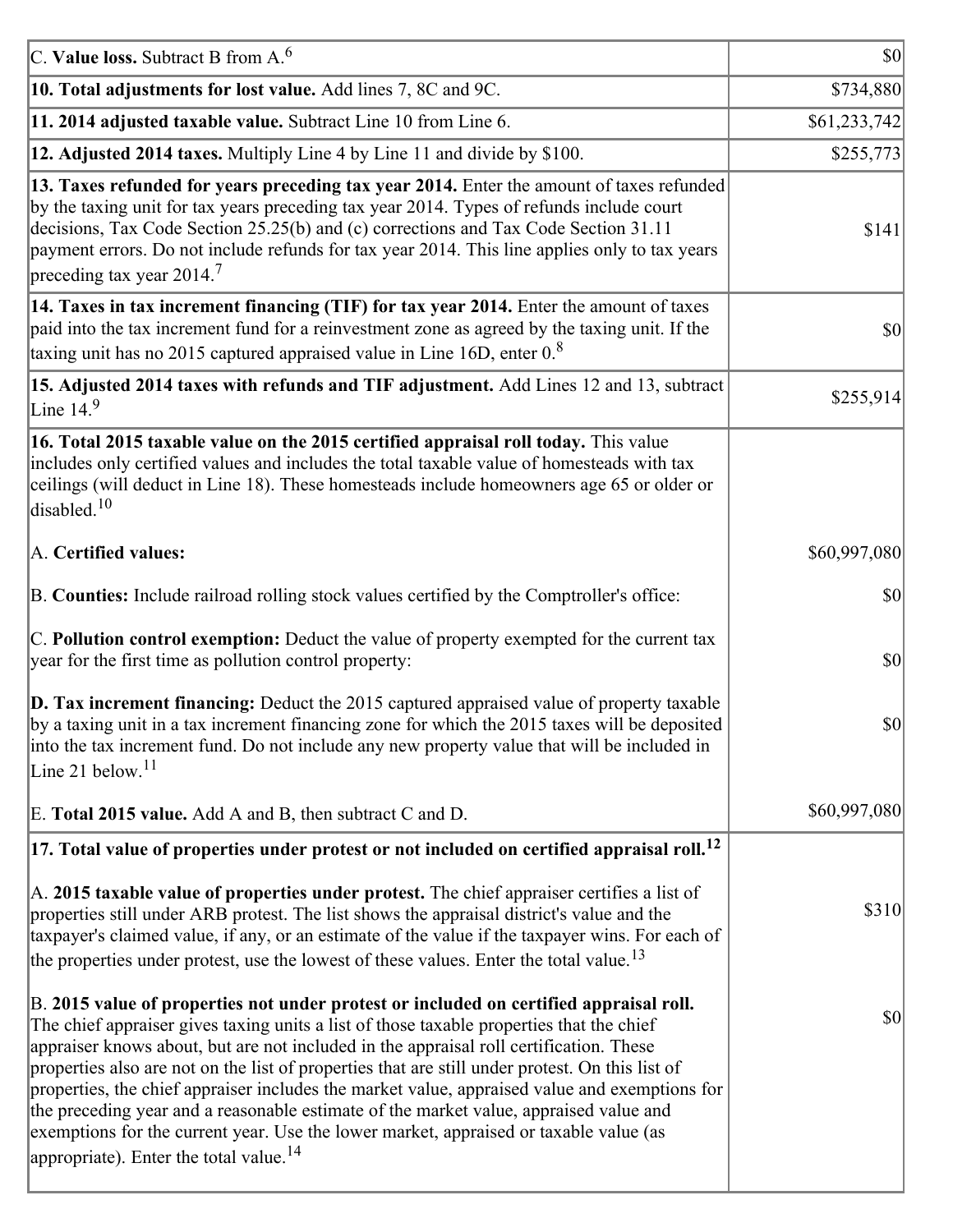| | |
|---|---|
| C. **Value loss.** Subtract B from A.[6] | $0 |
| **10. Total adjustments for lost value.** Add lines 7, 8C and 9C. | $734,880 |
| **11. 2014 adjusted taxable value.** Subtract Line 10 from Line 6. | $61,233,742 |
| **12. Adjusted 2014 taxes.** Multiply Line 4 by Line 11 and divide by $100. | $255,773 |
| **13. Taxes refunded for years preceding tax year 2014.** Enter the amount of taxes refunded by the taxing unit for tax years preceding tax year 2014. Types of refunds include court decisions, Tax Code Section 25.25(b) and (c) corrections and Tax Code Section 31.11 payment errors. Do not include refunds for tax year 2014. This line applies only to tax years preceding tax year 2014.[7] | $141 |
| **14. Taxes in tax increment financing (TIF) for tax year 2014.** Enter the amount of taxes paid into the tax increment fund for a reinvestment zone as agreed by the taxing unit. If the taxing unit has no 2015 captured appraised value in Line 16D, enter 0.[8] | $0 |
| **15. Adjusted 2014 taxes with refunds and TIF adjustment.** Add Lines 12 and 13, subtract Line 14.[9] | $255,914 |
| **16. Total 2015 taxable value on the 2015 certified appraisal roll today.** This value includes only certified values and includes the total taxable value of homesteads with tax ceilings (will deduct in Line 18). These homesteads include homeowners age 65 or older or disabled.[10] | |
| A. **Certified values:** | $60,997,080 |
| B. **Counties:** Include railroad rolling stock values certified by the Comptroller's office: | $0 |
| C. **Pollution control exemption:** Deduct the value of property exempted for the current tax year for the first time as pollution control property: | $0 |
| **D. Tax increment financing:** Deduct the 2015 captured appraised value of property taxable by a taxing unit in a tax increment financing zone for which the 2015 taxes will be deposited into the tax increment fund. Do not include any new property value that will be included in Line 21 below.[11] | $0 |
| E. **Total 2015 value.** Add A and B, then subtract C and D. | $60,997,080 |
| **17. Total value of properties under protest or not included on certified appraisal roll.[12]** | |
| A. **2015 taxable value of properties under protest.** The chief appraiser certifies a list of properties still under ARB protest. The list shows the appraisal district's value and the taxpayer's claimed value, if any, or an estimate of the value if the taxpayer wins. For each of the properties under protest, use the lowest of these values. Enter the total value.[13] | $310 |
| B. **2015 value of properties not under protest or included on certified appraisal roll.** The chief appraiser gives taxing units a list of those taxable properties that the chief appraiser knows about, but are not included in the appraisal roll certification. These properties also are not on the list of properties that are still under protest. On this list of properties, the chief appraiser includes the market value, appraised value and exemptions for the preceding year and a reasonable estimate of the market value, appraised value and exemptions for the current year. Use the lower market, appraised or taxable value (as appropriate). Enter the total value.[14] | $0 |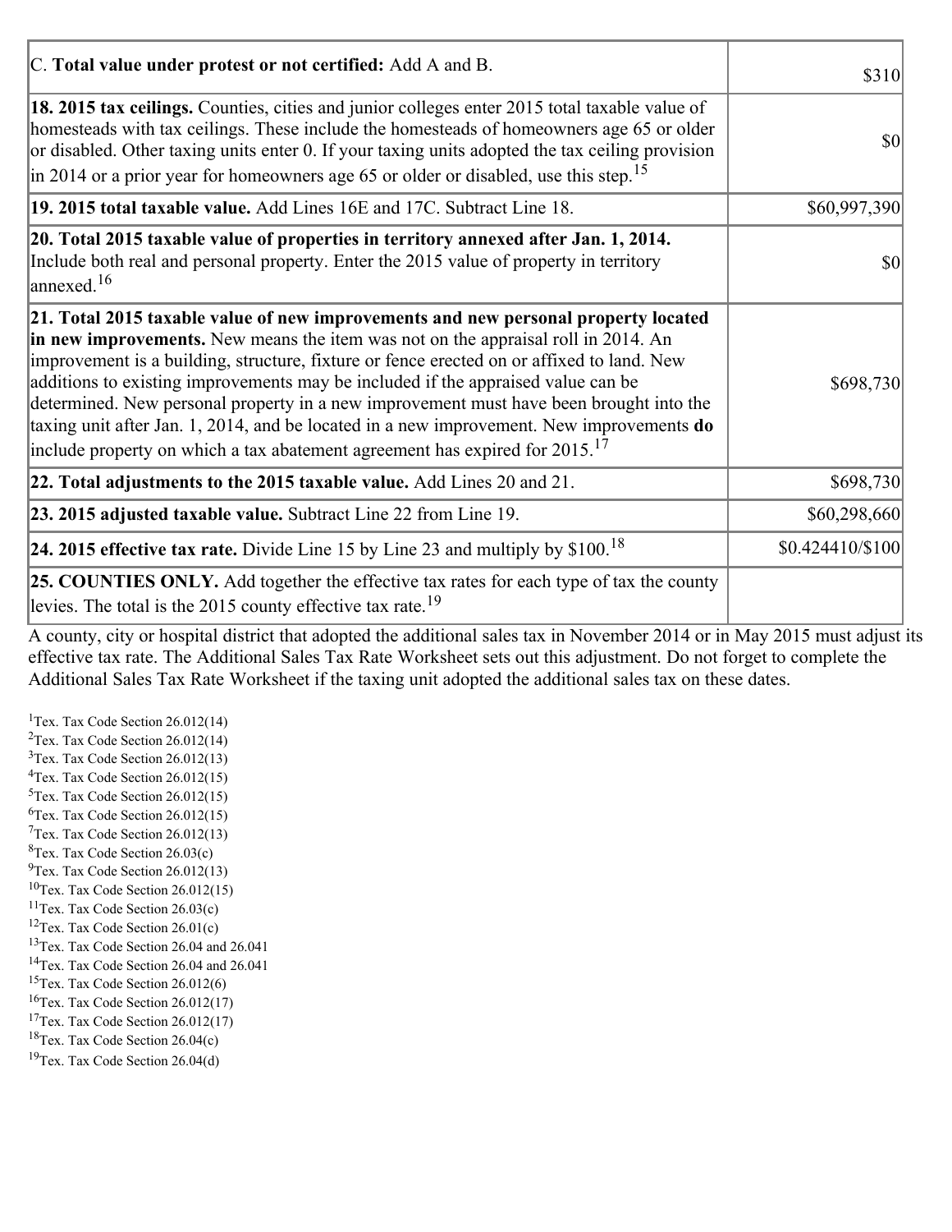| | |
|---|---|
| C. **Total value under protest or not certified:** Add A and B. | $310 |
| **18. 2015 tax ceilings.** Counties, cities and junior colleges enter 2015 total taxable value of homesteads with tax ceilings. These include the homesteads of homeowners age 65 or older or disabled. Other taxing units enter 0. If your taxing units adopted the tax ceiling provision in 2014 or a prior year for homeowners age 65 or older or disabled, use this step.[15] | $0 |
| **19. 2015 total taxable value.** Add Lines 16E and 17C. Subtract Line 18. | $60,997,390 |
| **20. Total 2015 taxable value of properties in territory annexed after Jan. 1, 2014.** Include both real and personal property. Enter the 2015 value of property in territory annexed.[16] | $0 |
| **21. Total 2015 taxable value of new improvements and new personal property located in new improvements.** New means the item was not on the appraisal roll in 2014. An improvement is a building, structure, fixture or fence erected on or affixed to land. New additions to existing improvements may be included if the appraised value can be determined. New personal property in a new improvement must have been brought into the taxing unit after Jan. 1, 2014, and be located in a new improvement. New improvements **do** include property on which a tax abatement agreement has expired for 2015.[17] | $698,730 |
| **22. Total adjustments to the 2015 taxable value.** Add Lines 20 and 21. | $698,730 |
| **23. 2015 adjusted taxable value.** Subtract Line 22 from Line 19. | $60,298,660 |
| **24. 2015 effective tax rate.** Divide Line 15 by Line 23 and multiply by $100.[18] | $0.424410/$100 |
| **25. COUNTIES ONLY.** Add together the effective tax rates for each type of tax the county levies. The total is the 2015 county effective tax rate.[19] | |

A county, city or hospital district that adopted the additional sales tax in November 2014 or in May 2015 must adjust its effective tax rate. The Additional Sales Tax Rate Worksheet sets out this adjustment. Do not forget to complete the Additional Sales Tax Rate Worksheet if the taxing unit adopted the additional sales tax on these dates.

[1]Tex. Tax Code Section 26.012(14)
[2]Tex. Tax Code Section 26.012(14)
[3]Tex. Tax Code Section 26.012(13)
[4]Tex. Tax Code Section 26.012(15)
[5]Tex. Tax Code Section 26.012(15)
[6]Tex. Tax Code Section 26.012(15)
[7]Tex. Tax Code Section 26.012(13)
[8]Tex. Tax Code Section 26.03(c)
[9]Tex. Tax Code Section 26.012(13)
[10]Tex. Tax Code Section 26.012(15)
[11]Tex. Tax Code Section 26.03(c)
[12]Tex. Tax Code Section 26.01(c)
[13]Tex. Tax Code Section 26.04 and 26.041
[14]Tex. Tax Code Section 26.04 and 26.041
[15]Tex. Tax Code Section 26.012(6)
[16]Tex. Tax Code Section 26.012(17)
[17]Tex. Tax Code Section 26.012(17)
[18]Tex. Tax Code Section 26.04(c)
[19]Tex. Tax Code Section 26.04(d)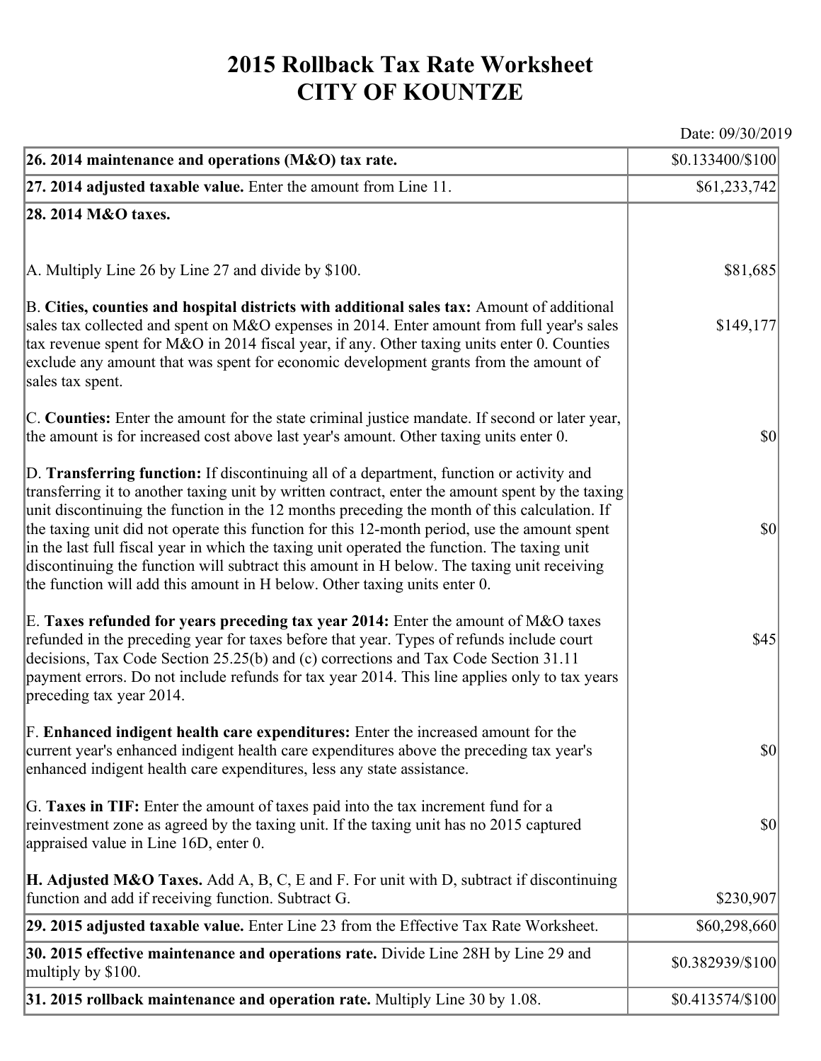# 2015 Rollback Tax Rate Worksheet
# CITY OF KOUNTZE

Date: 09/30/2019

| | |
|---|---|
| **26. 2014 maintenance and operations (M&O) tax rate.** | $0.133400/$100 |
| **27. 2014 adjusted taxable value.** Enter the amount from Line 11. | $61,233,742 |
| **28. 2014 M&O taxes.** | |
| A. Multiply Line 26 by Line 27 and divide by $100. | $81,685 |
| B. **Cities, counties and hospital districts with additional sales tax:** Amount of additional sales tax collected and spent on M&O expenses in 2014. Enter amount from full year's sales tax revenue spent for M&O in 2014 fiscal year, if any. Other taxing units enter 0. Counties exclude any amount that was spent for economic development grants from the amount of sales tax spent. | $149,177 |
| C. **Counties:** Enter the amount for the state criminal justice mandate. If second or later year, the amount is for increased cost above last year's amount. Other taxing units enter 0. | $0 |
| D. **Transferring function:** If discontinuing all of a department, function or activity and transferring it to another taxing unit by written contract, enter the amount spent by the taxing unit discontinuing the function in the 12 months preceding the month of this calculation. If the taxing unit did not operate this function for this 12-month period, use the amount spent in the last full fiscal year in which the taxing unit operated the function. The taxing unit discontinuing the function will subtract this amount in H below. The taxing unit receiving the function will add this amount in H below. Other taxing units enter 0. | $0 |
| E. **Taxes refunded for years preceding tax year 2014:** Enter the amount of M&O taxes refunded in the preceding year for taxes before that year. Types of refunds include court decisions, Tax Code Section 25.25(b) and (c) corrections and Tax Code Section 31.11 payment errors. Do not include refunds for tax year 2014. This line applies only to tax years preceding tax year 2014. | $45 |
| F. **Enhanced indigent health care expenditures:** Enter the increased amount for the current year's enhanced indigent health care expenditures above the preceding tax year's enhanced indigent health care expenditures, less any state assistance. | $0 |
| G. **Taxes in TIF:** Enter the amount of taxes paid into the tax increment fund for a reinvestment zone as agreed by the taxing unit. If the taxing unit has no 2015 captured appraised value in Line 16D, enter 0. | $0 |
| **H. Adjusted M&O Taxes.** Add A, B, C, E and F. For unit with D, subtract if discontinuing function and add if receiving function. Subtract G. | $230,907 |
| **29. 2015 adjusted taxable value.** Enter Line 23 from the Effective Tax Rate Worksheet. | $60,298,660 |
| **30. 2015 effective maintenance and operations rate.** Divide Line 28H by Line 29 and multiply by $100. | $0.382939/$100 |
| **31. 2015 rollback maintenance and operation rate.** Multiply Line 30 by 1.08. | $0.413574/$100 |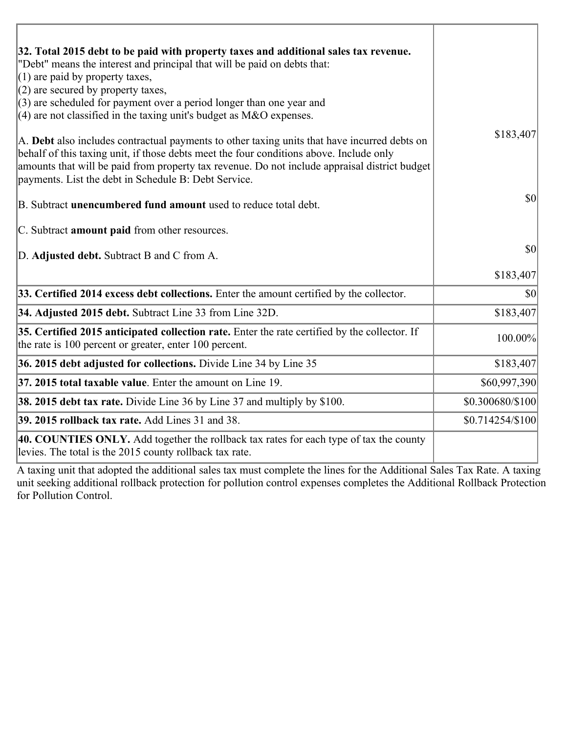| | |
|---|---|
| **32. Total 2015 debt to be paid with property taxes and additional sales tax revenue.**<br>"Debt" means the interest and principal that will be paid on debts that:<br>(1) are paid by property taxes,<br>(2) are secured by property taxes,<br>(3) are scheduled for payment over a period longer than one year and<br>(4) are not classified in the taxing unit's budget as M&O expenses.<br><br>A. **Debt** also includes contractual payments to other taxing units that have incurred debts on behalf of this taxing unit, if those debts meet the four conditions above. Include only amounts that will be paid from property tax revenue. Do not include appraisal district budget payments. List the debt in Schedule B: Debt Service.<br><br>B. Subtract **unencumbered fund amount** used to reduce total debt.<br><br>C. Subtract **amount paid** from other resources.<br><br>D. **Adjusted debt.** Subtract B and C from A. | $183,407<br><br>$0<br><br>$0<br><br>$183,407 |
| **33. Certified 2014 excess debt collections.** Enter the amount certified by the collector. | $0 |
| **34. Adjusted 2015 debt.** Subtract Line 33 from Line 32D. | $183,407 |
| **35. Certified 2015 anticipated collection rate.** Enter the rate certified by the collector. If the rate is 100 percent or greater, enter 100 percent. | 100.00% |
| **36. 2015 debt adjusted for collections.** Divide Line 34 by Line 35 | $183,407 |
| **37. 2015 total taxable value**. Enter the amount on Line 19. | $60,997,390 |
| **38. 2015 debt tax rate.** Divide Line 36 by Line 37 and multiply by $100. | $0.300680/$100 |
| **39. 2015 rollback tax rate.** Add Lines 31 and 38. | $0.714254/$100 |
| **40. COUNTIES ONLY.** Add together the rollback tax rates for each type of tax the county levies. The total is the 2015 county rollback tax rate. | |

A taxing unit that adopted the additional sales tax must complete the lines for the Additional Sales Tax Rate. A taxing unit seeking additional rollback protection for pollution control expenses completes the Additional Rollback Protection for Pollution Control.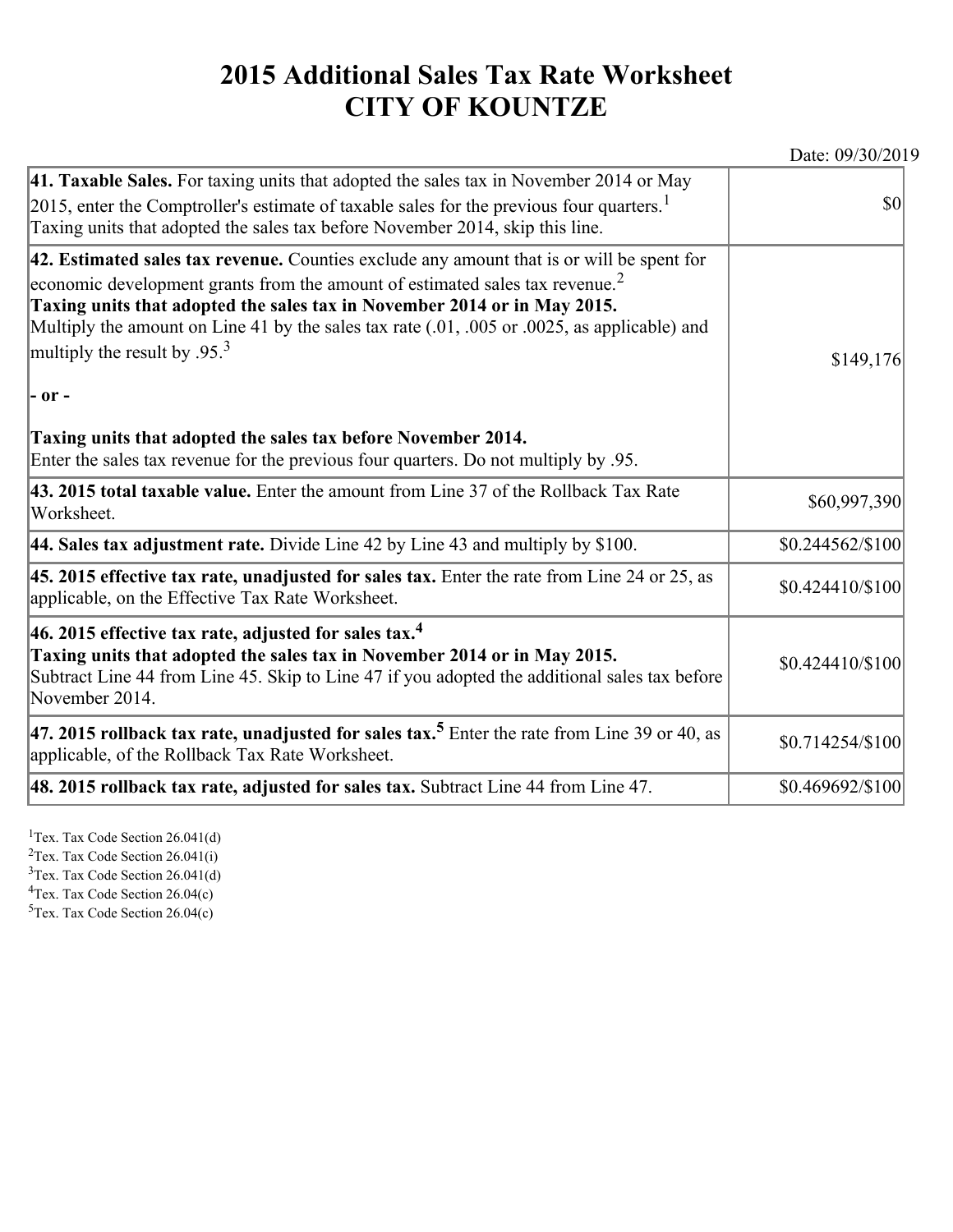# 2015 Additional Sales Tax Rate Worksheet
# CITY OF KOUNTZE

Date: 09/30/2019

| | |
|---|---|
| **41. Taxable Sales.** For taxing units that adopted the sales tax in November 2014 or May 2015, enter the Comptroller's estimate of taxable sales for the previous four quarters.[1] Taxing units that adopted the sales tax before November 2014, skip this line. | $0 |
| **42. Estimated sales tax revenue.** Counties exclude any amount that is or will be spent for economic development grants from the amount of estimated sales tax revenue.[2] **Taxing units that adopted the sales tax in November 2014 or in May 2015.** Multiply the amount on Line 41 by the sales tax rate (.01, .005 or .0025, as applicable) and multiply the result by .95.[3] **- or -** **Taxing units that adopted the sales tax before November 2014.** Enter the sales tax revenue for the previous four quarters. Do not multiply by .95. | $149,176 |
| **43. 2015 total taxable value.** Enter the amount from Line 37 of the Rollback Tax Rate Worksheet. | $60,997,390 |
| **44. Sales tax adjustment rate.** Divide Line 42 by Line 43 and multiply by $100. | $0.244562/$100 |
| **45. 2015 effective tax rate, unadjusted for sales tax.** Enter the rate from Line 24 or 25, as applicable, on the Effective Tax Rate Worksheet. | $0.424410/$100 |
| **46. 2015 effective tax rate, adjusted for sales tax.[4]** **Taxing units that adopted the sales tax in November 2014 or in May 2015.** Subtract Line 44 from Line 45. Skip to Line 47 if you adopted the additional sales tax before November 2014. | $0.424410/$100 |
| **47. 2015 rollback tax rate, unadjusted for sales tax.[5]** Enter the rate from Line 39 or 40, as applicable, of the Rollback Tax Rate Worksheet. | $0.714254/$100 |
| **48. 2015 rollback tax rate, adjusted for sales tax.** Subtract Line 44 from Line 47. | $0.469692/$100 |

[1]Tex. Tax Code Section 26.041(d)
[2]Tex. Tax Code Section 26.041(i)
[3]Tex. Tax Code Section 26.041(d)
[4]Tex. Tax Code Section 26.04(c)
[5]Tex. Tax Code Section 26.04(c)